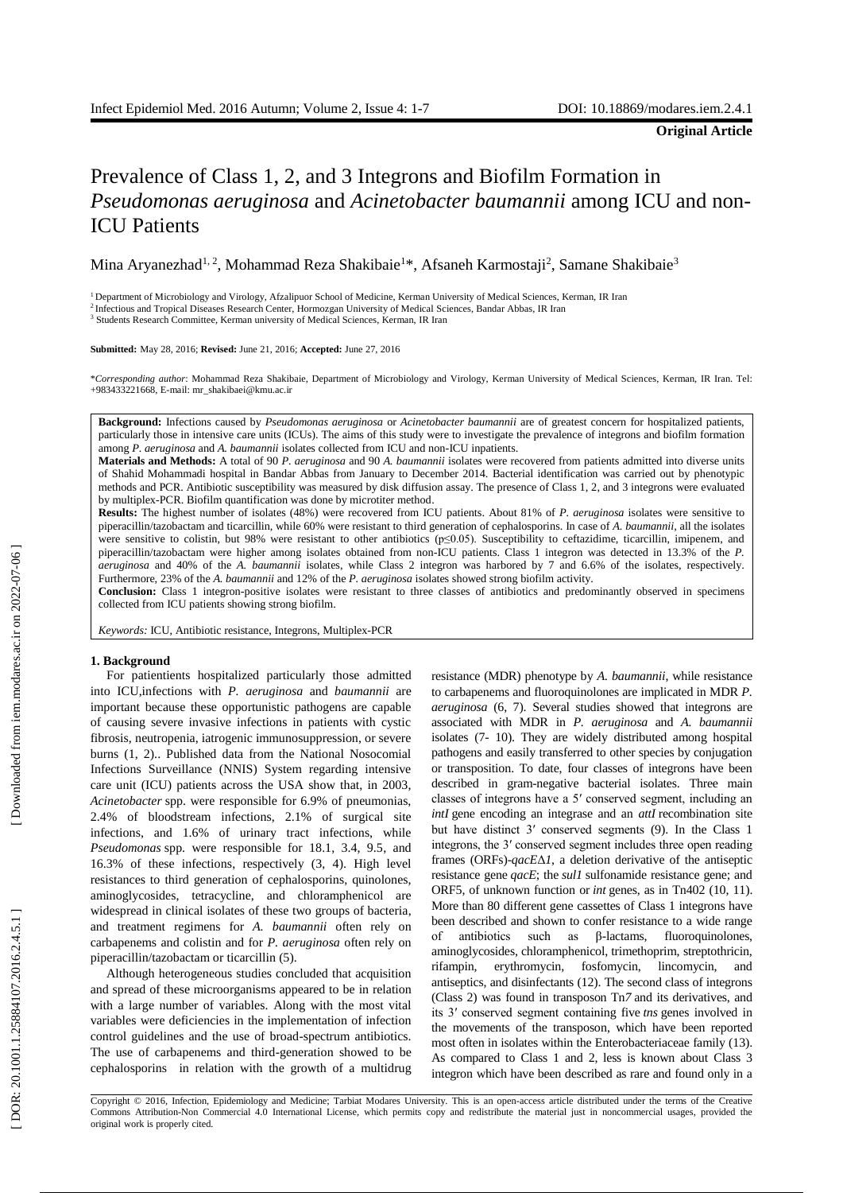**Original Article**

# Prevalence of Class 1, 2, and 3 Integrons and Biofilm Formation in *Pseudomonas aeruginosa* and *Acinetobacter baumannii* among ICU and non-ICU Patients

Mina Aryanezhad[1, 2], Mohammad Reza Shakibaie[1]*, Afsaneh Karmostaji[2], Samane Shakibaie[3]

[1] Department of Microbiology and Virology, Afzalipuor School of Medicine, Kerman University of Medical Sciences, Kerman, IR Iran
[2] Infectious and Tropical Diseases Research Center, Hormozgan University of Medical Sciences, Bandar Abbas, IR Iran
[3] Students Research Committee, Kerman university of Medical Sciences, Kerman, IR Iran

**Submitted:** May 28, 2016; **Revised:** June 21, 2016; **Accepted:** June 27, 2016

\**Corresponding author*: Mohammad Reza Shakibaie, Department of Microbiology and Virology, Kerman University of Medical Sciences, Kerman, IR Iran. Tel: +983433221668, E-mail: mr_shakibaei@kmu.ac.ir

**Background:** Infections caused by *Pseudomonas aeruginosa* or *Acinetobacter baumannii* are of greatest concern for hospitalized patients, particularly those in intensive care units (ICUs). The aims of this study were to investigate the prevalence of integrons and biofilm formation among *P. aeruginosa* and *A. baumannii* isolates collected from ICU and non-ICU inpatients.
**Materials and Methods:** A total of 90 *P. aeruginosa* and 90 *A. baumannii* isolates were recovered from patients admitted into diverse units of Shahid Mohammadi hospital in Bandar Abbas from January to December 2014. Bacterial identification was carried out by phenotypic methods and PCR. Antibiotic susceptibility was measured by disk diffusion assay. The presence of Class 1, 2, and 3 integrons were evaluated by multiplex-PCR. Biofilm quantification was done by microtiter method.
**Results:** The highest number of isolates (48%) were recovered from ICU patients. About 81% of *P. aeruginosa* isolates were sensitive to piperacillin/tazobactam and ticarcillin, while 60% were resistant to third generation of cephalosporins. In case of *A. baumannii*, all the isolates were sensitive to colistin, but 98% were resistant to other antibiotics ($p \leq 0.05$). Susceptibility to ceftazidime, ticarcillin, imipenem, and piperacillin/tazobactam were higher among isolates obtained from non-ICU patients. Class 1 integron was detected in 13.3% of the *P. aeruginosa* and 40% of the *A. baumannii* isolates, while Class 2 integron was harbored by 7 and 6.6% of the isolates, respectively. Furthermore, 23% of the *A. baumannii* and 12% of the *P. aeruginosa* isolates showed strong biofilm activity.
**Conclusion:** Class 1 integron-positive isolates were resistant to three classes of antibiotics and predominantly observed in specimens collected from ICU patients showing strong biofilm.

*Keywords:* ICU, Antibiotic resistance, Integrons, Multiplex-PCR

## 1. Background

For patientients hospitalized particularly those admitted into ICU,infections with *P. aeruginosa* and *baumannii* are important because these opportunistic pathogens are capable of causing severe invasive infections in patients with cystic fibrosis, neutropenia, iatrogenic immunosuppression, or severe burns (1, 2).. Published data from the National Nosocomial Infections Surveillance (NNIS) System regarding intensive care unit (ICU) patients across the USA show that, in 2003, *Acinetobacter* spp. were responsible for 6.9% of pneumonias, 2.4% of bloodstream infections, 2.1% of surgical site infections, and 1.6% of urinary tract infections, while *Pseudomonas* spp. were responsible for 18.1, 3.4, 9.5, and 16.3% of these infections, respectively (3, 4). High level resistances to third generation of cephalosporins, quinolones, aminoglycosides, tetracycline, and chloramphenicol are widespread in clinical isolates of these two groups of bacteria, and treatment regimens for *A. baumannii* often rely on carbapenems and colistin and for *P. aeruginosa* often rely on piperacillin/tazobactam or ticarcillin (5).

Although heterogeneous studies concluded that acquisition and spread of these microorganisms appeared to be in relation with a large number of variables. Along with the most vital variables were deficiencies in the implementation of infection control guidelines and the use of broad-spectrum antibiotics. The use of carbapenems and third-generation showed to be cephalosporins in relation with the growth of a multidrug resistance (MDR) phenotype by *A. baumannii*, while resistance to carbapenems and fluoroquinolones are implicated in MDR *P. aeruginosa* (6, 7). Several studies showed that integrons are associated with MDR in *P. aeruginosa* and *A. baumannii* isolates (7- 10). They are widely distributed among hospital pathogens and easily transferred to other species by conjugation or transposition. To date, four classes of integrons have been described in gram-negative bacterial isolates. Three main classes of integrons have a 5′ conserved segment, including an *intI* gene encoding an integrase and an *attI* recombination site but have distinct 3′ conserved segments (9). In the Class 1 integrons, the 3′ conserved segment includes three open reading frames (ORFs)-*qacEΔ1*, a deletion derivative of the antiseptic resistance gene *qacE*; the *sul1* sulfonamide resistance gene; and ORF5, of unknown function or *int* genes, as in Tn402 (10, 11). More than 80 different gene cassettes of Class 1 integrons have been described and shown to confer resistance to a wide range of antibiotics such as β-lactams, fluoroquinolones, aminoglycosides, chloramphenicol, trimethoprim, streptothricin, rifampin, erythromycin, fosfomycin, lincomycin, and antiseptics, and disinfectants (12). The second class of integrons (Class 2) was found in transposon Tn*7* and its derivatives, and its 3′ conserved segment containing five *tns* genes involved in the movements of the transposon, which have been reported most often in isolates within the Enterobacteriaceae family (13). As compared to Class 1 and 2, less is known about Class 3 integron which have been described as rare and found only in a

Copyright © 2016, Infection, Epidemiology and Medicine; Tarbiat Modares University. This is an open-access article distributed under the terms of the Creative Commons Attribution-Non Commercial 4.0 International License, which permits copy and redistribute the material just in noncommercial usages, provided the original work is properly cited.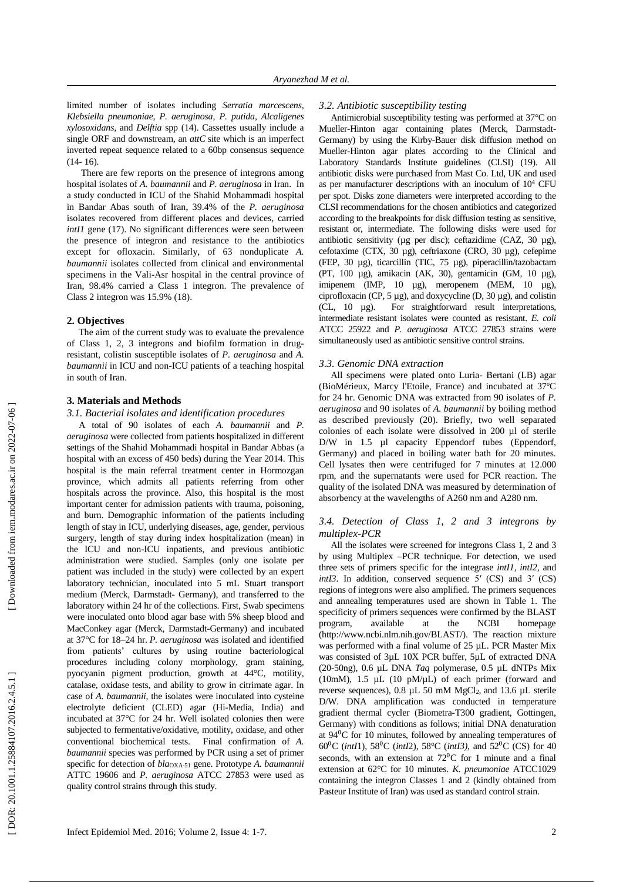limited number of isolates including *Serratia marcescens*, *Klebsiella pneumoniae*, *P. aeruginosa*, *P. putida*, *Alcaligenes xylosoxidans*, and *Delftia* spp (14). Cassettes usually include a single ORF and downstream, an *attC* site which is an imperfect inverted repeat sequence related to a 60bp consensus sequence (14- 16).

There are few reports on the presence of integrons among hospital isolates of *A. baumannii* and *P. aeruginosa* in Iran. In a study conducted in ICU of the Shahid Mohammadi hospital in Bandar Abas south of Iran, 39.4% of the *P. aeruginosa* isolates recovered from different places and devices, carried *intI1* gene (17). No significant differences were seen between the presence of integron and resistance to the antibiotics except for ofloxacin. Similarly, of 63 nonduplicate *A. baumannii* isolates collected from clinical and environmental specimens in the Vali-Asr hospital in the central province of Iran, 98.4% carried a Class 1 integron. The prevalence of Class 2 integron was 15.9% (18).

## 2. Objectives

The aim of the current study was to evaluate the prevalence of Class 1, 2, 3 integrons and biofilm formation in drug-resistant, colistin susceptible isolates of *P. aeruginosa* and *A. baumannii* in ICU and non-ICU patients of a teaching hospital in south of Iran.

## 3. Materials and Methods

### 3.1. Bacterial isolates and identification procedures

A total of 90 isolates of each *A. baumannii* and *P. aeruginosa* were collected from patients hospitalized in different settings of the Shahid Mohammadi hospital in Bandar Abbas (a hospital with an excess of 450 beds) during the Year 2014. This hospital is the main referral treatment center in Hormozgan province, which admits all patients referring from other hospitals across the province. Also, this hospital is the most important center for admission patients with trauma, poisoning, and burn. Demographic information of the patients including length of stay in ICU, underlying diseases, age, gender, pervious surgery, length of stay during index hospitalization (mean) in the ICU and non-ICU inpatients, and previous antibiotic administration were studied. Samples (only one isolate per patient was included in the study) were collected by an expert laboratory technician, inoculated into 5 mL Stuart transport medium (Merck, Darmstadt- Germany), and transferred to the laboratory within 24 hr of the collections. First, Swab specimens were inoculated onto blood agar base with 5% sheep blood and MacConkey agar (Merck, Darmstadt-Germany) and incubated at 37°C for 18–24 hr. *P. aeruginosa* was isolated and identified from patients' cultures by using routine bacteriological procedures including colony morphology, gram staining, pyocyanin pigment production, growth at 44°C, motility, catalase, oxidase tests, and ability to grow in citrimate agar. In case of *A. baumannii*, the isolates were inoculated into cysteine electrolyte deficient (CLED) agar (Hi-Media, India) and incubated at 37°C for 24 hr. Well isolated colonies then were subjected to fermentative/oxidative, motility, oxidase, and other conventional biochemical tests. Final confirmation of *A. baumannii* species was performed by PCR using a set of primer specific for detection of $bla_{OXA-51}$ gene. Prototype *A. baumannii* ATTC 19606 and *P. aeruginosa* ATCC 27853 were used as quality control strains through this study.

### 3.2. Antibiotic susceptibility testing

Antimicrobial susceptibility testing was performed at 37°C on Mueller-Hinton agar containing plates (Merck, Darmstadt-Germany) by using the Kirby-Bauer disk diffusion method on Mueller-Hinton agar plates according to the Clinical and Laboratory Standards Institute guidelines (CLSI) (19). All antibiotic disks were purchased from Mast Co. Ltd, UK and used as per manufacturer descriptions with an inoculum of $10^4$ CFU per spot. Disks zone diameters were interpreted according to the CLSI recommendations for the chosen antibiotics and categorized according to the breakpoints for disk diffusion testing as sensitive, resistant or, intermediate. The following disks were used for antibiotic sensitivity (µg per disc); ceftazidime (CAZ, 30 µg), cefotaxime (CTX, 30 µg), ceftriaxone (CRO, 30 µg), cefepime (FEP, 30 µg), ticarcillin (TIC, 75 µg), piperacillin/tazobactam (PT, 100 µg), amikacin (AK, 30), gentamicin (GM, 10 µg), imipenem (IMP, 10 µg), meropenem (MEM, 10 µg), ciprofloxacin (CP, 5 µg), and doxycycline (D, 30 µg), and colistin (CL, 10 µg). For straightforward result interpretations, intermediate resistant isolates were counted as resistant. *E. coli* ATCC 25922 and *P. aeruginosa* ATCC 27853 strains were simultaneously used as antibiotic sensitive control strains.

### 3.3. Genomic DNA extraction

All specimens were plated onto Luria- Bertani (LB) agar (BioMérieux, Marcy l'Etoile, France) and incubated at 37ºC for 24 hr. Genomic DNA was extracted from 90 isolates of *P. aeruginosa* and 90 isolates of *A. baumannii* by boiling method as described previously (20). Briefly, two well separated colonies of each isolate were dissolved in 200 µl of sterile D/W in 1.5 µl capacity Eppendorf tubes (Eppendorf, Germany) and placed in boiling water bath for 20 minutes. Cell lysates then were centrifuged for 7 minutes at 12.000 rpm, and the supernatants were used for PCR reaction. The quality of the isolated DNA was measured by determination of absorbency at the wavelengths of A260 nm and A280 nm.

### 3.4. Detection of Class 1, 2 and 3 integrons by multiplex-PCR

All the isolates were screened for integrons Class 1, 2 and 3 by using Multiplex –PCR technique. For detection, we used three sets of primers specific for the integrase *intI1*, *intI2*, and *intI3*. In addition, conserved sequence 5′ (CS) and 3′ (CS) regions of integrons were also amplified. The primers sequences and annealing temperatures used are shown in Table 1. The specificity of primers sequences were confirmed by the BLAST program, available at the NCBI homepage (http://www.ncbi.nlm.nih.gov/BLAST/). The reaction mixture was performed with a final volume of 25 µL. PCR Master Mix was consisted of 3µL 10X PCR buffer, 5µL of extracted DNA (20-50ng), 0.6 µL DNA *Taq* polymerase, 0.5 µL dNTPs Mix (10mM), 1.5 µL (10 pM/µL) of each primer (forward and reverse sequences), 0.8 µL 50 mM $MgCl_2$, and 13.6 µL sterile D/W. DNA amplification was conducted in temperature gradient thermal cycler (Biometra-T300 gradient, Gottingen, Germany) with conditions as follows; initial DNA denaturation at 94°C for 10 minutes, followed by annealing temperatures of 60°C (*intI*1), 58°C (*intI*2), 58°C (*intI3)*, and 52°C (CS) for 40 seconds, with an extension at 72°C for 1 minute and a final extension at 62°C for 10 minutes. *K. pneumoniae* ATCC1029 containing the integron Classes 1 and 2 (kindly obtained from Pasteur Institute of Iran) was used as standard control strain.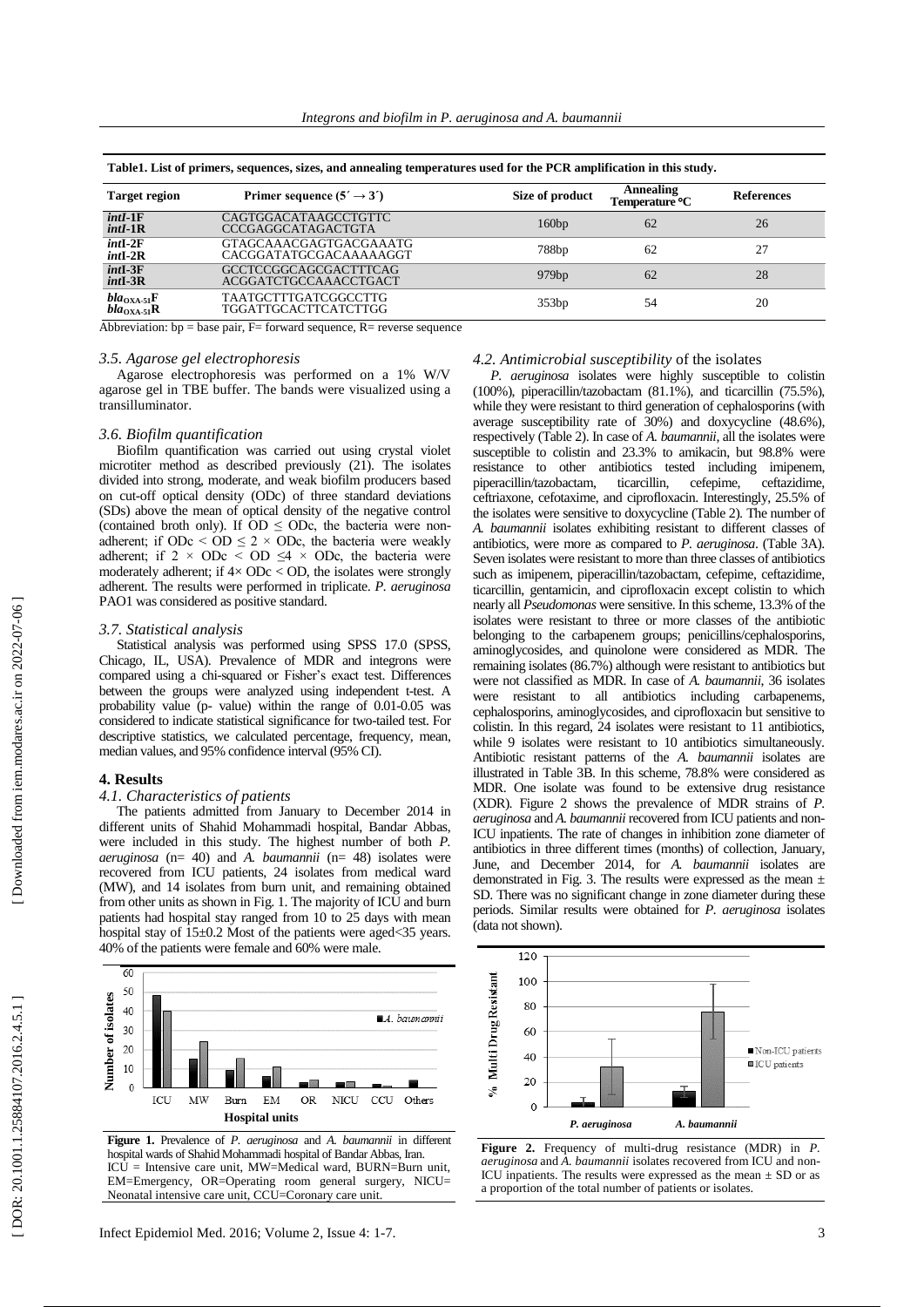**Table1. List of primers, sequences, sizes, and annealing temperatures used for the PCR amplification in this study.**

| Target region | Primer sequence (5´ → 3´) | Size of product | Annealing Temperature °C | References |
|---|---|---|---|---|
| *intI*-1F<br>*intI*-1R | CAGTGGACATAAGCCTGTTC<br>CCCGAGGCATAGACTGTA | 160bp | 62 | 26 |
| *intI*-2F<br>*intI*-2R | GTAGCAAACGAGTGACGAAATG<br>CACGGATATGCGACAAAAAGGT | 788bp | 62 | 27 |
| *intI*-3F<br>*intI*-3R | GCCTCCGGCAGCGACTTTCAG<br>ACGGATCTGCCAAACCTGACT | 979bp | 62 | 28 |
| $bla_{OXA-51}$F<br>$bla_{OXA-51}$R | TAATGCTTTGATCGGCCTTG<br>TGGATTGCACTTCATCTTGG | 353bp | 54 | 20 |

Abbreviation: bp = base pair, F= forward sequence, R= reverse sequence

### *3.5. Agarose gel electrophoresis*

Agarose electrophoresis was performed on a 1% W/V agarose gel in TBE buffer. The bands were visualized using a transilluminator.

### *3.6. Biofilm quantification*

Biofilm quantification was carried out using crystal violet microtiter method as described previously (21). The isolates divided into strong, moderate, and weak biofilm producers based on cut-off optical density (ODc) of three standard deviations (SDs) above the mean of optical density of the negative control (contained broth only). If OD ≤ ODc, the bacteria were non-adherent; if ODc < OD ≤ 2 × ODc, the bacteria were weakly adherent; if 2 × ODc < OD ≤4 × ODc, the bacteria were moderately adherent; if 4× ODc < OD, the isolates were strongly adherent. The results were performed in triplicate. *P. aeruginosa* PAO1 was considered as positive standard.

### *3.7. Statistical analysis*

Statistical analysis was performed using SPSS 17.0 (SPSS, Chicago, IL, USA). Prevalence of MDR and integrons were compared using a chi-squared or Fisher's exact test. Differences between the groups were analyzed using independent t-test. A probability value (p- value) within the range of 0.01-0.05 was considered to indicate statistical significance for two-tailed test. For descriptive statistics, we calculated percentage, frequency, mean, median values, and 95% confidence interval (95% CI).

## 4. Results

### *4.1. Characteristics of patients*

The patients admitted from January to December 2014 in different units of Shahid Mohammadi hospital, Bandar Abbas, were included in this study. The highest number of both *P. aeruginosa* (n= 40) and *A. baumannii* (n= 48) isolates were recovered from ICU patients, 24 isolates from medical ward (MW), and 14 isolates from burn unit, and remaining obtained from other units as shown in Fig. 1. The majority of ICU and burn patients had hospital stay ranged from 10 to 25 days with mean hospital stay of 15±0.2 Most of the patients were aged<35 years. 40% of the patients were female and 60% were male.

**Figure 1.** Prevalence of *P. aeruginosa* and *A. baumannii* in different hospital wards of Shahid Mohammadi hospital of Bandar Abbas, Iran.
ICU = Intensive care unit, MW=Medical ward, BURN=Burn unit, EM=Emergency, OR=Operating room general surgery, NICU= Neonatal intensive care unit, CCU=Coronary care unit.

### *4.2. Antimicrobial susceptibility* of the isolates

*P. aeruginosa* isolates were highly susceptible to colistin (100%), piperacillin/tazobactam (81.1%), and ticarcillin (75.5%), while they were resistant to third generation of cephalosporins (with average susceptibility rate of 30%) and doxycycline (48.6%), respectively (Table 2). In case of *A. baumannii*, all the isolates were susceptible to colistin and 23.3% to amikacin, but 98.8% were resistance to other antibiotics tested including imipenem, piperacillin/tazobactam, ticarcillin, cefepime, ceftazidime, ceftriaxone, cefotaxime, and ciprofloxacin. Interestingly, 25.5% of the isolates were sensitive to doxycycline (Table 2). The number of *A. baumannii* isolates exhibiting resistant to different classes of antibiotics, were more as compared to *P. aeruginosa*. (Table 3A). Seven isolates were resistant to more than three classes of antibiotics such as imipenem, piperacillin/tazobactam, cefepime, ceftazidime, ticarcillin, gentamicin, and ciprofloxacin except colistin to which nearly all *Pseudomonas* were sensitive. In this scheme, 13.3% of the isolates were resistant to three or more classes of the antibiotic belonging to the carbapenem groups; penicillins/cephalosporins, aminoglycosides, and quinolone were considered as MDR. The remaining isolates (86.7%) although were resistant to antibiotics but were not classified as MDR. In case of *A. baumannii*, 36 isolates were resistant to all antibiotics including carbapenems, cephalosporins, aminoglycosides, and ciprofloxacin but sensitive to colistin. In this regard, 24 isolates were resistant to 11 antibiotics, while 9 isolates were resistant to 10 antibiotics simultaneously. Antibiotic resistant patterns of the *A. baumannii* isolates are illustrated in Table 3B. In this scheme, 78.8% were considered as MDR. One isolate was found to be extensive drug resistance (XDR). Figure 2 shows the prevalence of MDR strains of *P. aeruginosa* and *A. baumannii* recovered from ICU patients and non-ICU inpatients. The rate of changes in inhibition zone diameter of antibiotics in three different times (months) of collection, January, June, and December 2014, for *A. baumannii* isolates are demonstrated in Fig. 3. The results were expressed as the mean ± SD. There was no significant change in zone diameter during these periods. Similar results were obtained for *P. aeruginosa* isolates (data not shown).

**Figure 2.** Frequency of multi-drug resistance (MDR) in *P. aeruginosa* and *A. baumannii* isolates recovered from ICU and non-ICU inpatients. The results were expressed as the mean ± SD or as a proportion of the total number of patients or isolates.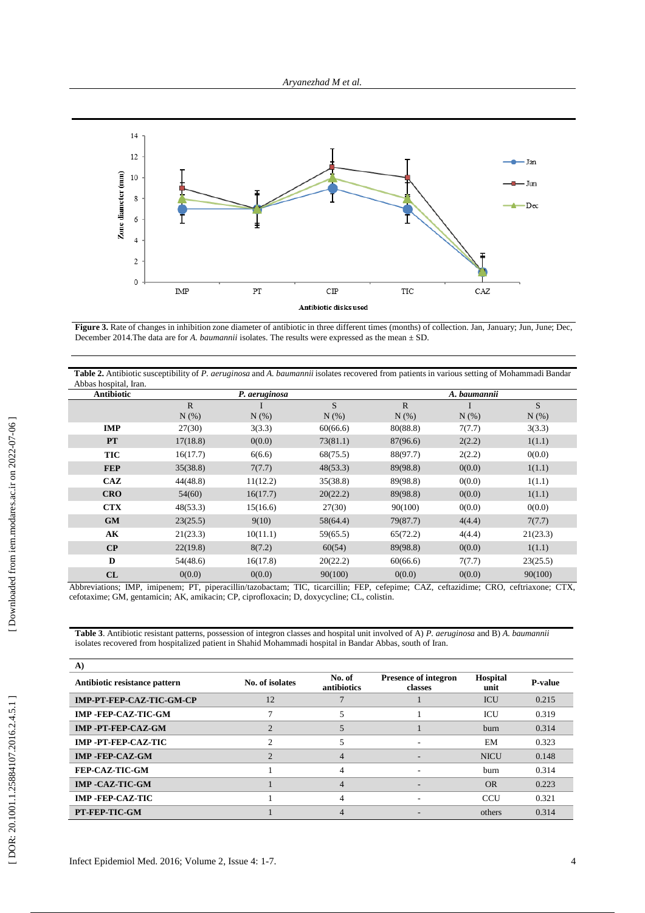**Figure 3.** Rate of changes in inhibition zone diameter of antibiotic in three different times (months) of collection. Jan, January; Jun, June; Dec, December 2014.The data are for *A. baumannii* isolates. The results were expressed as the mean ± SD.

**Table 2.** Antibiotic susceptibility of *P. aeruginosa* and *A. baumannii* isolates recovered from patients in various setting of Mohammadi Bandar Abbas hospital, Iran.

| Antibiotic | *P. aeruginosa* | | | *A. baumannii* | | |
|---|---|---|---|---|---|---|
| | R N (%) | I N (%) | S N (%) | R N (%) | I N (%) | S N (%) |
| **IMP** | 27(30) | 3(3.3) | 60(66.6) | 80(88.8) | 7(7.7) | 3(3.3) |
| **PT** | 17(18.8) | 0(0.0) | 73(81.1) | 87(96.6) | 2(2.2) | 1(1.1) |
| **TIC** | 16(17.7) | 6(6.6) | 68(75.5) | 88(97.7) | 2(2.2) | 0(0.0) |
| **FEP** | 35(38.8) | 7(7.7) | 48(53.3) | 89(98.8) | 0(0.0) | 1(1.1) |
| **CAZ** | 44(48.8) | 11(12.2) | 35(38.8) | 89(98.8) | 0(0.0) | 1(1.1) |
| **CRO** | 54(60) | 16(17.7) | 20(22.2) | 89(98.8) | 0(0.0) | 1(1.1) |
| **CTX** | 48(53.3) | 15(16.6) | 27(30) | 90(100) | 0(0.0) | 0(0.0) |
| **GM** | 23(25.5) | 9(10) | 58(64.4) | 79(87.7) | 4(4.4) | 7(7.7) |
| **AK** | 21(23.3) | 10(11.1) | 59(65.5) | 65(72.2) | 4(4.4) | 21(23.3) |
| **CP** | 22(19.8) | 8(7.2) | 60(54) | 89(98.8) | 0(0.0) | 1(1.1) |
| **D** | 54(48.6) | 16(17.8) | 20(22.2) | 60(66.6) | 7(7.7) | 23(25.5) |
| **CL** | 0(0.0) | 0(0.0) | 90(100) | 0(0.0) | 0(0.0) | 90(100) |

Abbreviations; IMP, imipenem; PT, piperacillin/tazobactam; TIC, ticarcillin; FEP, cefepime; CAZ, ceftazidime; CRO, ceftriaxone; CTX, cefotaxime; GM, gentamicin; AK, amikacin; CP, ciprofloxacin; D, doxycycline; CL, colistin.

**Table 3**. Antibiotic resistant patterns, possession of integron classes and hospital unit involved of A) *P. aeruginosa* and B) *A. baumannii* isolates recovered from hospitalized patient in Shahid Mohammadi hospital in Bandar Abbas, south of Iran.

**A)**

| Antibiotic resistance pattern | No. of isolates | No. of antibiotics | Presence of integron classes | Hospital unit | P-value |
|---|---|---|---|---|---|
| **IMP-PT-FEP-CAZ-TIC-GM-CP** | 12 | 7 | 1 | ICU | 0.215 |
| **IMP -FEP-CAZ-TIC-GM** | 7 | 5 | 1 | ICU | 0.319 |
| **IMP -PT-FEP-CAZ-GM** | 2 | 5 | 1 | burn | 0.314 |
| **IMP -PT-FEP-CAZ-TIC** | 2 | 5 | - | EM | 0.323 |
| **IMP -FEP-CAZ-GM** | 2 | 4 | - | NICU | 0.148 |
| **FEP-CAZ-TIC-GM** | 1 | 4 | - | burn | 0.314 |
| **IMP -CAZ-TIC-GM** | 1 | 4 | - | OR | 0.223 |
| **IMP -FEP-CAZ-TIC** | 1 | 4 | - | CCU | 0.321 |
| **PT-FEP-TIC-GM** | 1 | 4 | - | others | 0.314 |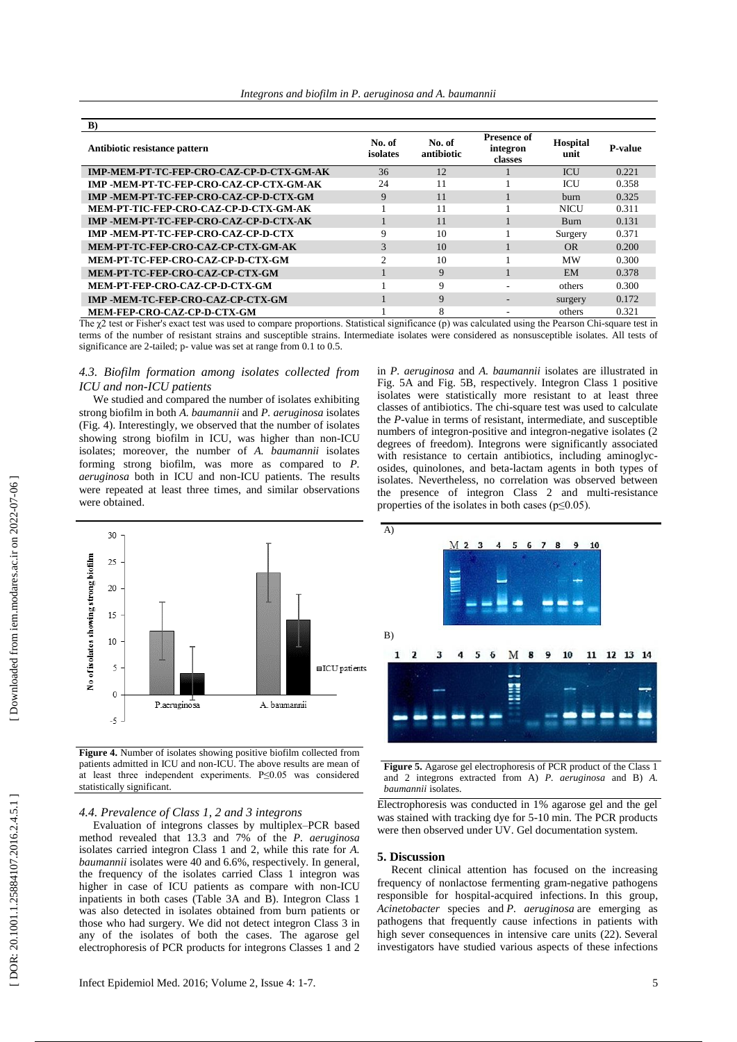**B)**

| Antibiotic resistance pattern | No. of isolates | No. of antibiotic | Presence of integron classes | Hospital unit | P-value |
|---|---|---|---|---|---|
| IMP-MEM-PT-TC-FEP-CRO-CAZ-CP-D-CTX-GM-AK | 36 | 12 | 1 | ICU | 0.221 |
| IMP -MEM-PT-TC-FEP-CRO-CAZ-CP-CTX-GM-AK | 24 | 11 | 1 | ICU | 0.358 |
| IMP -MEM-PT-TC-FEP-CRO-CAZ-CP-D-CTX-GM | 9 | 11 | 1 | burn | 0.325 |
| MEM-PT-TIC-FEP-CRO-CAZ-CP-D-CTX-GM-AK | 1 | 11 | 1 | NICU | 0.311 |
| IMP -MEM-PT-TC-FEP-CRO-CAZ-CP-D-CTX-AK | 1 | 11 | 1 | Burn | 0.131 |
| IMP -MEM-PT-TC-FEP-CRO-CAZ-CP-D-CTX | 9 | 10 | 1 | Surgery | 0.371 |
| MEM-PT-TC-FEP-CRO-CAZ-CP-CTX-GM-AK | 3 | 10 | 1 | OR | 0.200 |
| MEM-PT-TC-FEP-CRO-CAZ-CP-D-CTX-GM | 2 | 10 | 1 | MW | 0.300 |
| MEM-PT-TC-FEP-CRO-CAZ-CP-CTX-GM | 1 | 9 | 1 | EM | 0.378 |
| MEM-PT-FEP-CRO-CAZ-CP-D-CTX-GM | 1 | 9 | - | others | 0.300 |
| IMP -MEM-TC-FEP-CRO-CAZ-CP-CTX-GM | 1 | 9 | - | surgery | 0.172 |
| MEM-FEP-CRO-CAZ-CP-D-CTX-GM | 1 | 8 | - | others | 0.321 |

The $\chi 2$ test or Fisher's exact test was used to compare proportions. Statistical significance (p) was calculated using the Pearson Chi-square test in terms of the number of resistant strains and susceptible strains. Intermediate isolates were considered as nonsusceptible isolates. All tests of significance are 2-tailed; p- value was set at range from 0.1 to 0.5.

### *4.3. Biofilm formation among isolates collected from ICU and non-ICU patients*

We studied and compared the number of isolates exhibiting strong biofilm in both *A. baumannii* and *P. aeruginosa* isolates (Fig. 4). Interestingly, we observed that the number of isolates showing strong biofilm in ICU, was higher than non-ICU isolates; moreover, the number of *A. baumannii* isolates forming strong biofilm, was more as compared to *P. aeruginosa* both in ICU and non-ICU patients. The results were repeated at least three times, and similar observations were obtained.

**Figure 4.** Number of isolates showing positive biofilm collected from patients admitted in ICU and non-ICU. The above results are mean of at least three independent experiments. P≤0.05 was considered statistically significant.

### *4.4. Prevalence of Class 1, 2 and 3 integrons*

Evaluation of integrons classes by multiplex–PCR based method revealed that 13.3 and 7% of the *P. aeruginosa* isolates carried integron Class 1 and 2, while this rate for *A. baumannii* isolates were 40 and 6.6%, respectively. In general, the frequency of the isolates carried Class 1 integron was higher in case of ICU patients as compare with non-ICU inpatients in both cases (Table 3A and B). Integron Class 1 was also detected in isolates obtained from burn patients or those who had surgery. We did not detect integron Class 3 in any of the isolates of both the cases. The agarose gel electrophoresis of PCR products for integrons Classes 1 and 2 in *P. aeruginosa* and *A. baumannii* isolates are illustrated in Fig. 5A and Fig. 5B, respectively. Integron Class 1 positive isolates were statistically more resistant to at least three classes of antibiotics. The chi-square test was used to calculate the *P*-value in terms of resistant, intermediate, and susceptible numbers of integron-positive and integron-negative isolates (2 degrees of freedom). Integrons were significantly associated with resistance to certain antibiotics, including aminoglycosides, quinolones, and beta-lactam agents in both types of isolates. Nevertheless, no correlation was observed between the presence of integron Class 2 and multi-resistance properties of the isolates in both cases (p≤0.05).

**Figure 5.** Agarose gel electrophoresis of PCR product of the Class 1 and 2 integrons extracted from A) *P. aeruginosa* and B) *A. baumannii* isolates.

Electrophoresis was conducted in 1% agarose gel and the gel was stained with tracking dye for 5-10 min. The PCR products were then observed under UV. Gel documentation system.

## 5. Discussion

Recent clinical attention has focused on the increasing frequency of nonlactose fermenting gram-negative pathogens responsible for hospital-acquired infections. In this group, *Acinetobacter* species and *P. aeruginosa* are emerging as pathogens that frequently cause infections in patients with high sever consequences in intensive care units (22). Several investigators have studied various aspects of these infections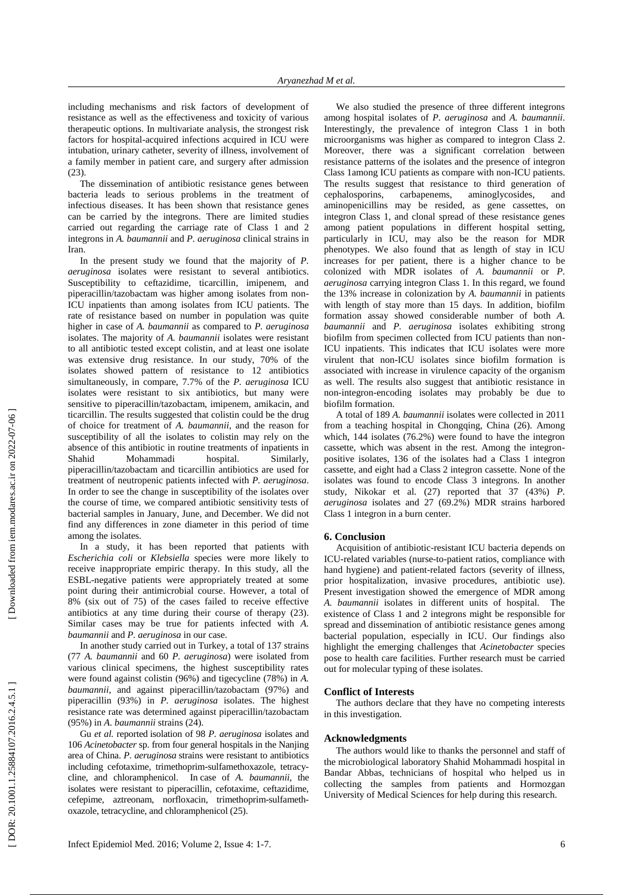including mechanisms and risk factors of development of resistance as well as the effectiveness and toxicity of various therapeutic options. In multivariate analysis, the strongest risk factors for hospital-acquired infections acquired in ICU were intubation, urinary catheter, severity of illness, involvement of a family member in patient care, and surgery after admission (23).

The dissemination of antibiotic resistance genes between bacteria leads to serious problems in the treatment of infectious diseases. It has been shown that resistance genes can be carried by the integrons. There are limited studies carried out regarding the carriage rate of Class 1 and 2 integrons in *A. baumannii* and *P. aeruginosa* clinical strains in Iran.

In the present study we found that the majority of *P. aeruginosa* isolates were resistant to several antibiotics. Susceptibility to ceftazidime, ticarcillin, imipenem, and piperacillin/tazobactam was higher among isolates from non-ICU inpatients than among isolates from ICU patients. The rate of resistance based on number in population was quite higher in case of *A. baumannii* as compared to *P. aeruginosa* isolates. The majority of *A. baumannii* isolates were resistant to all antibiotic tested except colistin, and at least one isolate was extensive drug resistance. In our study, 70% of the isolates showed pattern of resistance to 12 antibiotics simultaneously, in compare, 7.7% of the *P. aeruginosa* ICU isolates were resistant to six antibiotics, but many were sensitive to piperacillin/tazobactam, imipenem, amikacin, and ticarcillin. The results suggested that colistin could be the drug of choice for treatment of *A. baumannii*, and the reason for susceptibility of all the isolates to colistin may rely on the absence of this antibiotic in routine treatments of inpatients in Shahid Mohammadi hospital. Similarly, piperacillin/tazobactam and ticarcillin antibiotics are used for treatment of neutropenic patients infected with *P. aeruginosa*. In order to see the change in susceptibility of the isolates over the course of time, we compared antibiotic sensitivity tests of bacterial samples in January, June, and December. We did not find any differences in zone diameter in this period of time among the isolates.

In a study, it has been reported that patients with *Escherichia coli* or *Klebsiella* species were more likely to receive inappropriate empiric therapy. In this study, all the ESBL-negative patients were appropriately treated at some point during their antimicrobial course. However, a total of 8% (six out of 75) of the cases failed to receive effective antibiotics at any time during their course of therapy (23). Similar cases may be true for patients infected with *A. baumannii* and *P. aeruginosa* in our case.

In another study carried out in Turkey, a total of 137 strains (77 *A. baumannii* and 60 *P. aeruginosa*) were isolated from various clinical specimens, the highest susceptibility rates were found against colistin (96%) and tigecycline (78%) in *A. baumannii*, and against piperacillin/tazobactam (97%) and piperacillin (93%) in *P. aeruginosa* isolates. The highest resistance rate was determined against piperacillin/tazobactam (95%) in *A. baumannii* strains (24).

Gu *et al.* reported isolation of 98 *P. aeruginosa* isolates and 106 *Acinetobacter* sp. from four general hospitals in the Nanjing area of China. *P. aeruginosa* strains were resistant to antibiotics including cefotaxime, trimethoprim-sulfamethoxazole, tetracycline, and chloramphenicol. In case of *A. baumannii*, the isolates were resistant to piperacillin, cefotaxime, ceftazidime, cefepime, aztreonam, norfloxacin, trimethoprim-sulfamethoxazole, tetracycline, and chloramphenicol (25).

We also studied the presence of three different integrons among hospital isolates of *P. aeruginosa* and *A. baumannii*. Interestingly, the prevalence of integron Class 1 in both microorganisms was higher as compared to integron Class 2. Moreover, there was a significant correlation between resistance patterns of the isolates and the presence of integron Class 1among ICU patients as compare with non-ICU patients. The results suggest that resistance to third generation of cephalosporins, carbapenems, aminoglycosides, and aminopenicillins may be resided, as gene cassettes, on integron Class 1, and clonal spread of these resistance genes among patient populations in different hospital setting, particularly in ICU, may also be the reason for MDR phenotypes. We also found that as length of stay in ICU increases for per patient, there is a higher chance to be colonized with MDR isolates of *A. baumannii* or *P. aeruginosa* carrying integron Class 1. In this regard, we found the 13% increase in colonization by *A. baumannii* in patients with length of stay more than 15 days. In addition, biofilm formation assay showed considerable number of both *A. baumannii* and *P. aeruginosa* isolates exhibiting strong biofilm from specimen collected from ICU patients than non-ICU inpatients. This indicates that ICU isolates were more virulent that non-ICU isolates since biofilm formation is associated with increase in virulence capacity of the organism as well. The results also suggest that antibiotic resistance in non-integron-encoding isolates may probably be due to biofilm formation.

A total of 189 *A. baumannii* isolates were collected in 2011 from a teaching hospital in Chongqing, China (26). Among which, 144 isolates (76.2%) were found to have the integron cassette, which was absent in the rest. Among the integron-positive isolates, 136 of the isolates had a Class 1 integron cassette, and eight had a Class 2 integron cassette. None of the isolates was found to encode Class 3 integrons. In another study, Nikokar et al. (27) reported that 37 (43%) *P. aeruginosa* isolates and 27 (69.2%) MDR strains harbored Class 1 integron in a burn center.

## 6. Conclusion

Acquisition of antibiotic-resistant ICU bacteria depends on ICU-related variables (nurse-to-patient ratios, compliance with hand hygiene) and patient-related factors (severity of illness, prior hospitalization, invasive procedures, antibiotic use). Present investigation showed the emergence of MDR among *A. baumannii* isolates in different units of hospital. The existence of Class 1 and 2 integrons might be responsible for spread and dissemination of antibiotic resistance genes among bacterial population, especially in ICU. Our findings also highlight the emerging challenges that *Acinetobacter* species pose to health care facilities. Further research must be carried out for molecular typing of these isolates.

## Conflict of Interests

The authors declare that they have no competing interests in this investigation.

## Acknowledgments

The authors would like to thanks the personnel and staff of the microbiological laboratory Shahid Mohammadi hospital in Bandar Abbas, technicians of hospital who helped us in collecting the samples from patients and Hormozgan University of Medical Sciences for help during this research.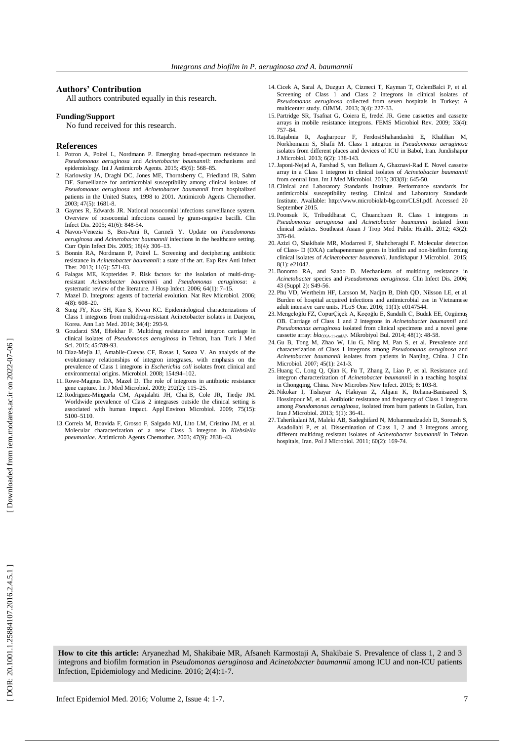## Authors' Contribution

All authors contributed equally in this research.

### Funding/Support

No fund received for this research.

## References

1. Potron A, Poirel L, Nordmann P. Emerging broad-spectrum resistance in *Pseudomonas aeruginosa* and *Acinetobacter baumannii*: mechanisms and epidemiology. Int J Antimicrob Agents. 2015; 45(6): 568–85.
2. Karlowsky JA, Draghi DC, Jones ME, Thornsberry C, Friedland IR, Sahm DF. Surveillance for antimicrobial susceptibility among clinical isolates of *Pseudomonas aeruginosa* and *Acinetobacter baumannii* from hospitalized patients in the United States, 1998 to 2001. Antimicrob Agents Chemother. 2003; 47(5): 1681-8.
3. Gaynes R, Edwards JR. National nosocomial infections surveillance system. Overview of nosocomial infections caused by gram-negative bacilli. Clin Infect Dis. 2005; 41(6): 848-54.
4. Navon-Venezia S, Ben-Ami R, Carmeli Y. Update on *Pseudomonas aeruginosa* and *Acinetobacter baumannii* infections in the healthcare setting. Curr Opin Infect Dis. 2005; 18(4): 306–13.
5. Bonnin RA, Nordmann P, Poirel L. Screening and deciphering antibiotic resistance in *Acinetobacter baumannii*: a state of the art. Exp Rev Anti Infect Ther. 2013; 11(6): 571-83.
6. Falagas ME, Kopterides P. Risk factors for the isolation of multi-drug-resistant *Acinetobacter baumannii* and *Pseudomonas aeruginosa*: a systematic review of the literature. J Hosp Infect. 2006; 64(1): 7–15.
7. Mazel D. Integrons: agents of bacterial evolution. Nat Rev Microbiol. 2006; 4(8): 608–20.
8. Sung JY, Koo SH, Kim S, Kwon KC. Epidemiological characterizations of Class 1 integrons from multidrug-resistant Acinetobacter isolates in Daejeon, Korea. Ann Lab Med. 2014; 34(4): 293-9.
9. Goudarzi SM, Eftekhar F. Multidrug resistance and integron carriage in clinical isolates of *Pseudomonas aeruginosa* in Tehran, Iran. Turk J Med Sci. 2015; 45:789-93.
10. Diaz-Mejia JJ, Amabile-Cuevas CF, Rosas I, Souza V. An analysis of the evolutionary relationships of integron integrases, with emphasis on the prevalence of Class 1 integrons in *Escherichia coli* isolates from clinical and environmental origins. Microbiol. 2008; 154:94–102.
11. Rowe-Magnus DA, Mazel D. The role of integrons in antibiotic resistance gene capture. Int J Med Microbiol. 2009; 292(2): 115–25.
12. Rodriguez-Minguela CM, Apajalahti JH, Chai B, Cole JR, Tiedje JM. Worldwide prevalence of Class 2 integrases outside the clinical setting is associated with human impact. Appl Environ Microbiol. 2009; 75(15): 5100–5110.
13. Correia M, Boavida F, Grosso F, Salgado MJ, Lito LM, Cristino JM, et al. Molecular characterization of a new Class 3 integron in *Klebsiella pneumoniae*. Antimicrob Agents Chemother. 2003; 47(9): 2838–43.
14. Cicek A, Saral A, Duzgun A, Cizmeci T, Kayman T, OzlemBalci P, et al. Screening of Class 1 and Class 2 integrons in clinical isolates of *Pseudomonas aeruginosa* collected from seven hospitals in Turkey: A multicenter study. OJMM. 2013; 3(4): 227-33.
15. Partridge SR, Tsafnat G, Coiera E, Iredel JR. Gene cassettes and cassette arrays in mobile resistance integrons. FEMS Microbiol Rev. 2009; 33(4): 757–84.
16. Rajabnia R, Asgharpour F, FerdosiShahandashti E, Khalilian M, Norkhomami S, Shafii M. Class 1 integron in *Pseudomonas aeruginosa* isolates from different places and devices of ICU in Babol, Iran. Jundishapur J Microbiol. 2013; 6(2): 138-143.
17. Japoni-Nejad A, Farshad S, van Belkum A, Ghaznavi-Rad E. Novel cassette array in a Class 1 integron in clinical isolates of *Acinetobacter baumannii* from central Iran. Int J Med Microbiol. 2013; 303(8): 645-50.
18. Clinical and Laboratory Standards Institute. Performance standards for antimicrobial susceptibility testing. Clinical and Laboratory Standards Institute. Available: http://www.microbiolab-bg.com/CLSI.pdf. Accessed 20 September 2015.
19. Poonsuk K, Tribuddharat C, Chuanchuen R. Class 1 integrons in *Pseudomonas aeruginosa* and *Acinetobacter baumannii* isolated from clinical isolates. Southeast Asian J Trop Med Public Health. 2012; 43(2): 376-84.
20. Azizi O, Shakibaie MR, Modarresi F, Shahcheraghi F. Molecular detection of Class- D (OXA) carbapenemase genes in biofilm and non-biofilm forming clinical isolates of *Acinetobacter baumannii*. Jundishapur J Microbiol. 2015; 8(1): e21042.
21. Bonomo RA, and Szabo D. Mechanisms of multidrug resistance in *Acinetobacter* species and *Pseudomonas aeruginosa*. Clin Infect Dis. 2006; 43 (Suppl 2): S49-56.
22. Phu VD, Wertheim HF, Larsson M, Nadjm B, Dinh QD, Nilsson LE, et al. Burden of hospital acquired infections and antimicrobial use in Vietnamese adult intensive care units. PLoS One. 2016; 11(1): e0147544.
23. Mengeloğlu FZ, CopurÇiçek A, Koçoğlu E, Sandallı C, Budak EE, Ozgümüş OB. Carriage of Class 1 and 2 integrons in *Acinetobacter baumannii* and *Pseudomonas aeruginosa* isolated from clinical specimens and a novel gene cassette array: *bla*$_{OXA\text{-}11\text{-}cmlA7}$. Mikrobiyol Bul. 2014; 48(1): 48-58.
24. Gu B, Tong M, Zhao W, Liu G, Ning M, Pan S, et al. Prevalence and characterization of Class 1 integrons among *Pseudomonas aeruginosa* and *Acinetobacter baumannii* isolates from patients in Nanjing, China. J Clin Microbiol. 2007; 45(1): 241-3.
25. Huang C, Long Q, Qian K, Fu T, Zhang Z, Liao P, et al. Resistance and integron characterization of *Acinetobacter baumannii* in a teaching hospital in Chongqing, China. New Microbes New Infect. 2015; 8: 103-8.
26. Nikokar I, Tishayar A, Flakiyan Z, Alijani K, Rehana-Banisaeed S, Hossinpour M, et al. Antibiotic resistance and frequency of Class 1 integrons among *Pseudomonas aeruginosa*, isolated from burn patients in Guilan, Iran. Iran J Microbiol. 2013; 5(1): 36-41.
27. Taherikalani M, Maleki AB, Sadeghifard N, Mohammadzadeh D, Soroush S, Asadollahi P, et al. Dissemination of Class 1, 2 and 3 integrons among different multidrug resistant isolates of *Acinetobacter baumannii* in Tehran hospitals, Iran. Pol J Microbiol. 2011; 60(2): 169-74.

**How to cite this article:** Aryanezhad M, Shakibaie MR, Afsaneh Karmostaji A, Shakibaie S. Prevalence of class 1, 2 and 3 integrons and biofilm formation in *Pseudomonas aeruginosa* and *Acinetobacter baumannii* among ICU and non-ICU patients Infection, Epidemiology and Medicine. 2016; 2(4):1-7.